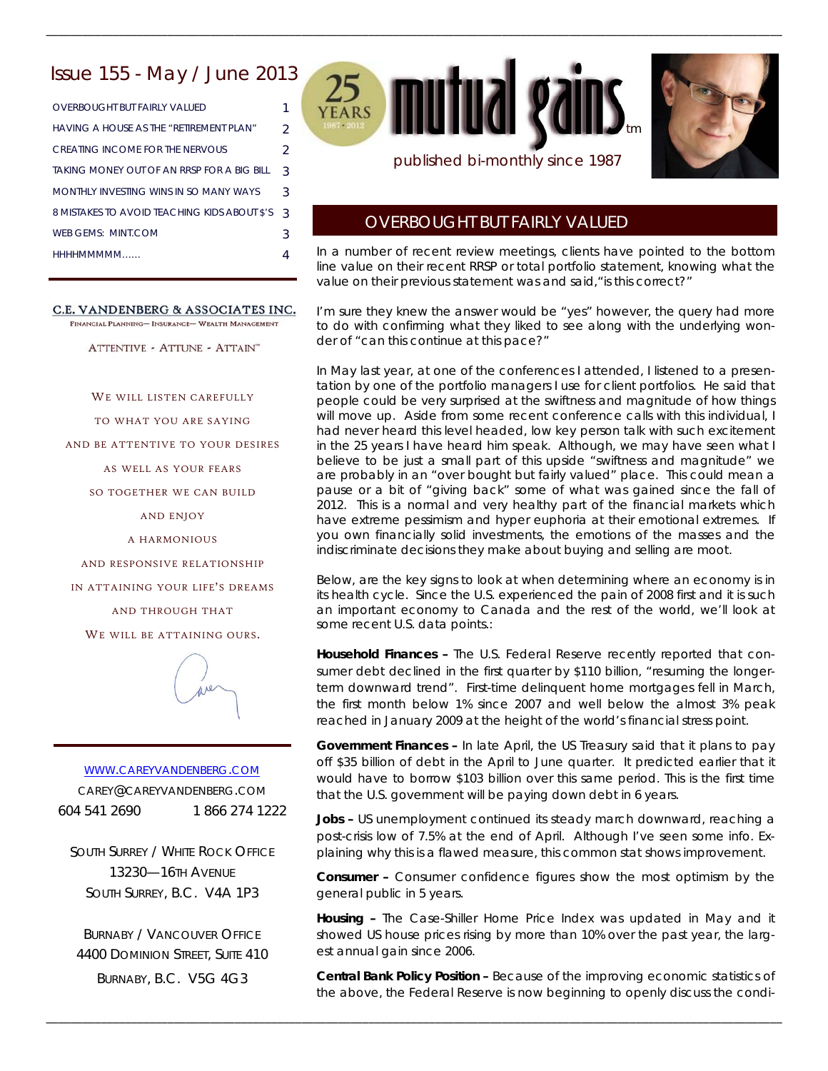# Issue 155 - May / June 2013

| | |
|---|---|
| OVERBOUGHT BUT FAIRLY VALUED | 1 |
| HAVING A HOUSE AS THE "RETIREMENT PLAN" | 2 |
| CREATING INCOME FOR THE NERVOUS | 2 |
| TAKING MONEY OUT OF AN RRSP FOR A BIG BILL | 3 |
| MONTHLY INVESTING WINS IN SO MANY WAYS | 3 |
| 8 MISTAKES TO AVOID TEACHING KIDS ABOUT $'S | 3 |
| WEB GEMS: MINT.COM | 3 |
| HHHHMMMMM...... | 4 |

**C.E. VANDENBERG & ASSOCIATES INC.**
FINANCIAL PLANNING— INSURANCE— WEALTH MANAGEMENT

ATTENTIVE - ATTUNE - ATTAIN™

WE WILL LISTEN CAREFULLY
TO WHAT YOU ARE SAYING
AND BE ATTENTIVE TO YOUR DESIRES
AS WELL AS YOUR FEARS
SO TOGETHER WE CAN BUILD
AND ENJOY
A HARMONIOUS
AND RESPONSIVE RELATIONSHIP
IN ATTAINING YOUR LIFE'S DREAMS
AND THROUGH THAT
WE WILL BE ATTAINING OURS.

WWW.CAREYVANDENBERG.COM
CAREY@CAREYVANDENBERG.COM
604 541 2690    1 866 274 1222

SOUTH SURREY / WHITE ROCK OFFICE
13230—16TH AVENUE
SOUTH SURREY, B.C. V4A 1P3

BURNABY / VANCOUVER OFFICE
4400 DOMINION STREET, SUITE 410
BURNABY, B.C. V5G 4G3

25 YEARS 1987 · 2012

# mutual gains™

published bi-monthly since 1987

## OVERBOUGHT BUT FAIRLY VALUED

In a number of recent review meetings, clients have pointed to the bottom line value on their recent RRSP or total portfolio statement, knowing what the value on their previous statement was and said,"is this correct?"

I'm sure they knew the answer would be "yes" however, the query had more to do with confirming what they liked to see along with the underlying wonder of "can this continue at this pace?"

In May last year, at one of the conferences I attended, I listened to a presentation by one of the portfolio managers I use for client portfolios. He said that people could be very surprised at the swiftness and magnitude of how things will move up. Aside from some recent conference calls with this individual, I had never heard this level headed, low key person talk with such excitement in the 25 years I have heard him speak. Although, we may have seen what I believe to be just a small part of this upside "swiftness and magnitude" we are probably in an "over bought but fairly valued" place. This could mean a pause or a bit of "giving back" some of what was gained since the fall of 2012. This is a normal and very healthy part of the financial markets which have extreme pessimism and hyper euphoria at their emotional extremes. If you own financially solid investments, the emotions of the masses and the indiscriminate decisions they make about buying and selling are moot.

Below, are the key signs to look at when determining where an economy is in its health cycle. Since the U.S. experienced the pain of 2008 first and it is such an important economy to Canada and the rest of the world, we'll look at some recent U.S. data points.:

**Household Finances –** The U.S. Federal Reserve recently reported that consumer debt declined in the first quarter by $110 billion, "resuming the longer-term downward trend". First-time delinquent home mortgages fell in March, the first month below 1% since 2007 and well below the almost 3% peak reached in January 2009 at the height of the world's financial stress point.

**Government Finances –** In late April, the US Treasury said that it plans to pay off $35 billion of debt in the April to June quarter. It predicted earlier that it would have to borrow $103 billion over this same period. This is the first time that the U.S. government will be paying down debt in 6 years.

**Jobs –** US unemployment continued its steady march downward, reaching a post-crisis low of 7.5% at the end of April. Although I've seen some info. Explaining why this is a flawed measure, this common stat shows improvement.

**Consumer –** Consumer confidence figures show the most optimism by the general public in 5 years.

**Housing –** The Case-Shiller Home Price Index was updated in May and it showed US house prices rising by more than 10% over the past year, the largest annual gain since 2006.

**Central Bank Policy Position –** Because of the improving economic statistics of the above, the Federal Reserve is now beginning to openly discuss the condi-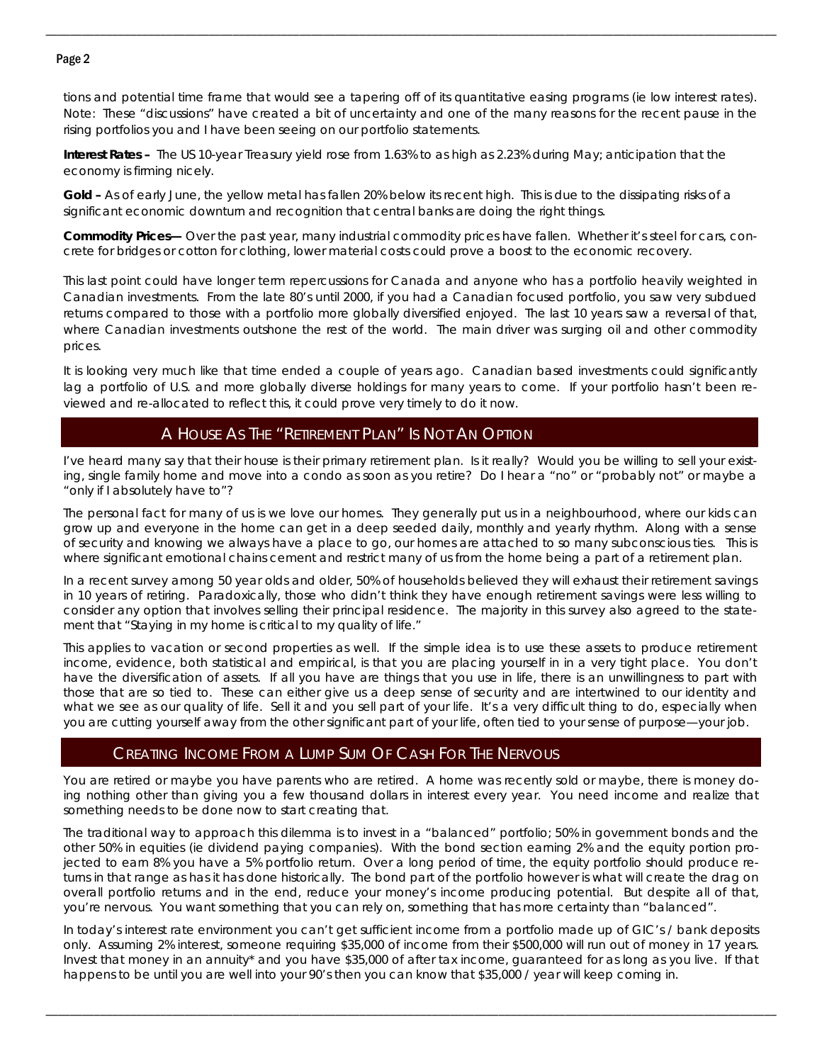tions and potential time frame that would see a tapering off of its quantitative easing programs (ie low interest rates). Note: These "discussions" have created a bit of uncertainty and one of the many reasons for the recent pause in the rising portfolios you and I have been seeing on our portfolio statements.

**Interest Rates –** The US 10-year Treasury yield rose from 1.63% to as high as 2.23% during May; anticipation that the economy is firming nicely.

**Gold –** As of early June, the yellow metal has fallen 20% below its recent high. This is due to the dissipating risks of a significant economic downturn and recognition that central banks are doing the right things.

**Commodity Prices—** Over the past year, many industrial commodity prices have fallen. Whether it's steel for cars, concrete for bridges or cotton for clothing, lower material costs could prove a boost to the economic recovery.

This last point could have longer term repercussions for Canada and anyone who has a portfolio heavily weighted in Canadian investments. From the late 80's until 2000, if you had a Canadian focused portfolio, you saw very subdued returns compared to those with a portfolio more globally diversified enjoyed. The last 10 years saw a reversal of that, where Canadian investments outshone the rest of the world. The main driver was surging oil and other commodity prices.

It is looking very much like that time ended a couple of years ago. Canadian based investments could significantly lag a portfolio of U.S. and more globally diverse holdings for many years to come. If your portfolio hasn't been reviewed and re-allocated to reflect this, it could prove very timely to do it now.

## A House As The "Retirement Plan" Is Not An Option

I've heard many say that their house is their primary retirement plan. Is it really? Would you be willing to sell your existing, single family home and move into a condo as soon as you retire? Do I hear a "no" or "probably not" or maybe a "only if I absolutely have to"?

The personal fact for many of us is we love our homes. They generally put us in a neighbourhood, where our kids can grow up and everyone in the home can get in a deep seeded daily, monthly and yearly rhythm. Along with a sense of security and knowing we always have a place to go, our homes are attached to so many subconscious ties. This is where significant emotional chains cement and restrict many of us from the home being a part of a retirement plan.

In a recent survey among 50 year olds and older, 50% of households believed they will exhaust their retirement savings in 10 years of retiring. Paradoxically, those who didn't think they have enough retirement savings were less willing to consider any option that involves selling their principal residence. The majority in this survey also agreed to the statement that "Staying in my home is critical to my quality of life."

This applies to vacation or second properties as well. If the simple idea is to use these assets to produce retirement income, evidence, both statistical and empirical, is that you are placing yourself in in a very tight place. You don't have the diversification of assets. If all you have are things that you use in life, there is an unwillingness to part with those that are so tied to. These can either give us a deep sense of security and are intertwined to our identity and what we see as our quality of life. Sell it and you sell part of your life. It's a very difficult thing to do, especially when you are cutting yourself away from the other significant part of your life, often tied to your sense of purpose—your job.

## Creating Income From A Lump Sum Of Cash For The Nervous

You are retired or maybe you have parents who are retired. A home was recently sold or maybe, there is money doing nothing other than giving you a few thousand dollars in interest every year. You need income and realize that something needs to be done now to start creating that.

The traditional way to approach this dilemma is to invest in a "balanced" portfolio; 50% in government bonds and the other 50% in equities (ie dividend paying companies). With the bond section earning 2% and the equity portion projected to earn 8% you have a 5% portfolio return. Over a long period of time, the equity portfolio should produce returns in that range as has it has done historically. The bond part of the portfolio however is what will create the drag on overall portfolio returns and in the end, reduce your money's income producing potential. But despite all of that, you're nervous. You want something that you can rely on, something that has more certainty than "balanced".

In today's interest rate environment you can't get sufficient income from a portfolio made up of GIC's / bank deposits only. Assuming 2% interest, someone requiring $35,000 of income from their $500,000 will run out of money in 17 years. Invest that money in an annuity* and you have $35,000 of after tax income, guaranteed for as long as you live. If that happens to be until you are well into your 90's then you can know that $35,000 / year will keep coming in.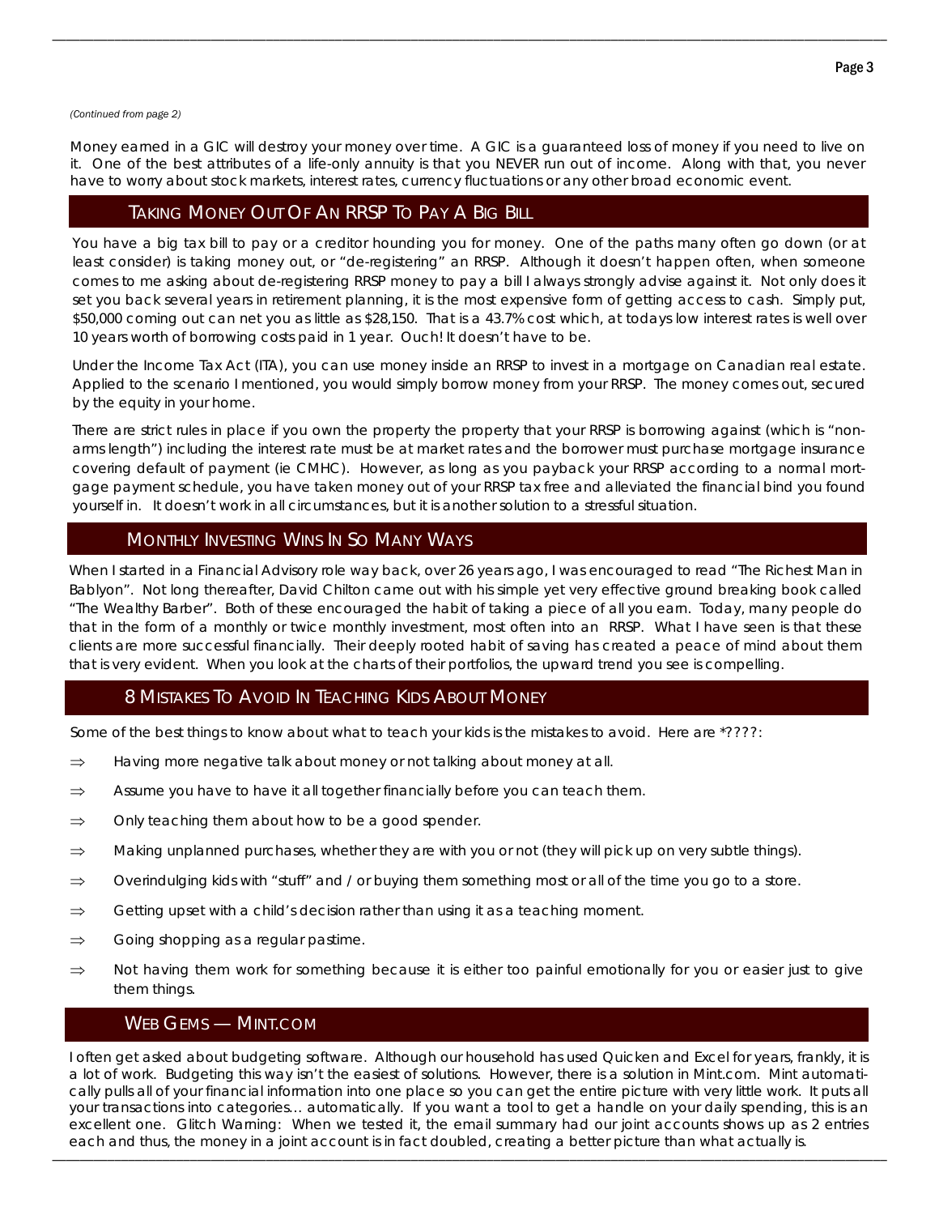*(Continued from page 2)*

Money earned in a GIC will destroy your money over time. A GIC is a guaranteed loss of money if you need to live on it. One of the best attributes of a life-only annuity is that you NEVER run out of income. Along with that, you never have to worry about stock markets, interest rates, currency fluctuations or any other broad economic event.

## Taking Money Out Of An RRSP To Pay A Big Bill

You have a big tax bill to pay or a creditor hounding you for money. One of the paths many often go down (or at least consider) is taking money out, or "de-registering" an RRSP. Although it doesn't happen often, when someone comes to me asking about de-registering RRSP money to pay a bill I always strongly advise against it. Not only does it set you back several years in retirement planning, it is the most expensive form of getting access to cash. Simply put, $50,000 coming out can net you as little as $28,150. That is a 43.7% cost which, at todays low interest rates is well over 10 years worth of borrowing costs paid in 1 year. Ouch! It doesn't have to be.

Under the Income Tax Act (ITA), you can use money inside an RRSP to invest in a mortgage on Canadian real estate. Applied to the scenario I mentioned, you would simply borrow money from your RRSP. The money comes out, secured by the equity in your home.

There are strict rules in place if you own the property the property that your RRSP is borrowing against (which is "non-arms length") including the interest rate must be at market rates and the borrower must purchase mortgage insurance covering default of payment (ie CMHC). However, as long as you payback your RRSP according to a normal mortgage payment schedule, you have taken money out of your RRSP tax free and alleviated the financial bind you found yourself in. It doesn't work in all circumstances, but it is another solution to a stressful situation.

## Monthly Investing Wins In So Many Ways

When I started in a Financial Advisory role way back, over 26 years ago, I was encouraged to read "The Richest Man in Bablyon". Not long thereafter, David Chilton came out with his simple yet very effective ground breaking book called "The Wealthy Barber". Both of these encouraged the habit of taking a piece of all you earn. Today, many people do that in the form of a monthly or twice monthly investment, most often into an RRSP. What I have seen is that these clients are more successful financially. Their deeply rooted habit of saving has created a peace of mind about them that is very evident. When you look at the charts of their portfolios, the upward trend you see is compelling.

## 8 Mistakes To Avoid In Teaching Kids About Money

Some of the best things to know about what to teach your kids is the mistakes to avoid. Here are *????:

- Having more negative talk about money or not talking about money at all.
- Assume you have to have it all together financially before you can teach them.
- Only teaching them about how to be a good spender.
- Making unplanned purchases, whether they are with you or not (they will pick up on very subtle things).
- Overindulging kids with "stuff" and / or buying them something most or all of the time you go to a store.
- Getting upset with a child's decision rather than using it as a teaching moment.
- Going shopping as a regular pastime.
- Not having them work for something because it is either too painful emotionally for you or easier just to give them things.

## Web Gems — Mint.com

I often get asked about budgeting software. Although our household has used Quicken and Excel for years, frankly, it is a lot of work. Budgeting this way isn't the easiest of solutions. However, there is a solution in Mint.com. Mint automatically pulls all of your financial information into one place so you can get the entire picture with very little work. It puts all your transactions into categories… automatically. If you want a tool to get a handle on your daily spending, this is an excellent one. Glitch Warning: When we tested it, the email summary had our joint accounts shows up as 2 entries each and thus, the money in a joint account is in fact doubled, creating a better picture than what actually is.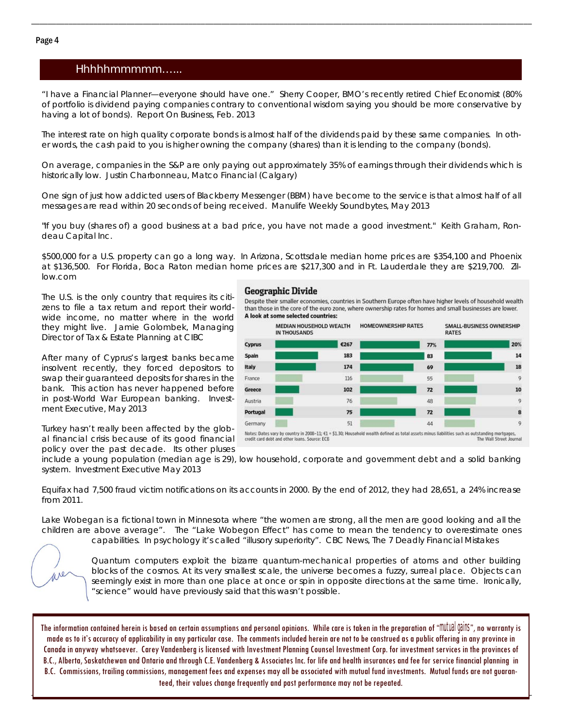## Hhhhhmmmmm......

"I have a Financial Planner—everyone should have one." Sherry Cooper, BMO's recently retired Chief Economist (80% of portfolio is dividend paying companies contrary to conventional wisdom saying you should be more conservative by having a lot of bonds). Report On Business, Feb. 2013

The interest rate on high quality corporate bonds is almost half of the dividends paid by these same companies. In other words, the cash paid to you is higher owning the company (shares) than it is lending to the company (bonds).

On average, companies in the S&P are only paying out approximately 35% of earnings through their dividends which is historically low. Justin Charbonneau, Matco Financial (Calgary)

One sign of just how addicted users of Blackberry Messenger (BBM) have become to the service is that almost half of all messages are read within 20 seconds of being received. Manulife Weekly Soundbytes, May 2013

"If you buy (shares of) a good business at a bad price, you have not made a good investment." Keith Graham, Rondeau Capital Inc.

$500,000 for a U.S. property can go a long way. In Arizona, Scottsdale median home prices are $354,100 and Phoenix at $136,500. For Florida, Boca Raton median home prices are $217,300 and in Ft. Lauderdale they are $219,700. Zillow.com

The U.S. is the only country that requires its citizens to file a tax return and report their worldwide income, no matter where in the world they might live. Jamie Golombek, Managing Director of Tax & Estate Planning at CIBC

After many of Cyprus's largest banks became insolvent recently, they forced depositors to swap their guaranteed deposits for shares in the bank. This action has never happened before in post-World War European banking. Investment Executive, May 2013

**Geographic Divide**

Despite their smaller economies, countries in Southern Europe often have higher levels of household wealth than those in the core of the euro zone, where ownership rates for homes and small businesses are lower.

**A look at some selected countries:**

MEDIAN HOUSEHOLD WEALTH IN THOUSANDS — HOMEOWNERSHIP RATES — SMALL-BUSINESS OWNERSHIP RATES

Cyprus €267 77% 20%

Spain 183 83 14

Italy 174 69 18

France 116 55 9

Greece 102 72 10

Austria 76 48 9

Portugal 75 72 8

Germany 51 44 9

Notes: Dates vary by country in 2008–11; €1 = $1.30; Household wealth defined as total assets minus liabilities such as outstanding mortgages, credit card debt and other loans. Source: ECB

The Wall Street Journal

Turkey hasn't really been affected by the global financial crisis because of its good financial policy over the past decade. Its other pluses include a young population (median age is 29), low household, corporate and government debt and a solid banking system. Investment Executive May 2013

Equifax had 7,500 fraud victim notifications on its accounts in 2000. By the end of 2012, they had 28,651, a 24% increase from 2011.

Lake Wobegan is a fictional town in Minnesota where "the women are strong, all the men are good looking and all the children are above average". The "Lake Wobegon Effect" has come to mean the tendency to overestimate ones capabilities. In psychology it's called "illusory superiority". CBC News, The 7 Deadly Financial Mistakes

Quantum computers exploit the bizarre quantum-mechanical properties of atoms and other building blocks of the cosmos. At its very smallest scale, the universe becomes a fuzzy, surreal place. Objects can seemingly exist in more than one place at once or spin in opposite directions at the same time. Ironically, "science" would have previously said that this wasn't possible.

The information contained herein is based on certain assumptions and personal opinions. While care is taken in the preparation of "mutual gains", no warranty is made as to it's accuracy of applicability in any particular case. The comments included herein are not to be construed as a public offering in any province in Canada in anyway whatsoever. Carey Vandenberg is licensed with Investment Planning Counsel Investment Corp. for investment services in the provinces of B.C., Alberta, Saskatchewan and Ontario and through C.E. Vandenberg & Associates Inc. for life and health insurances and fee for service financial planning in B.C. Commissions, trailing commissions, management fees and expenses may all be associated with mutual fund investments. Mutual funds are not guaranteed, their values change frequently and past performance may not be repeated.